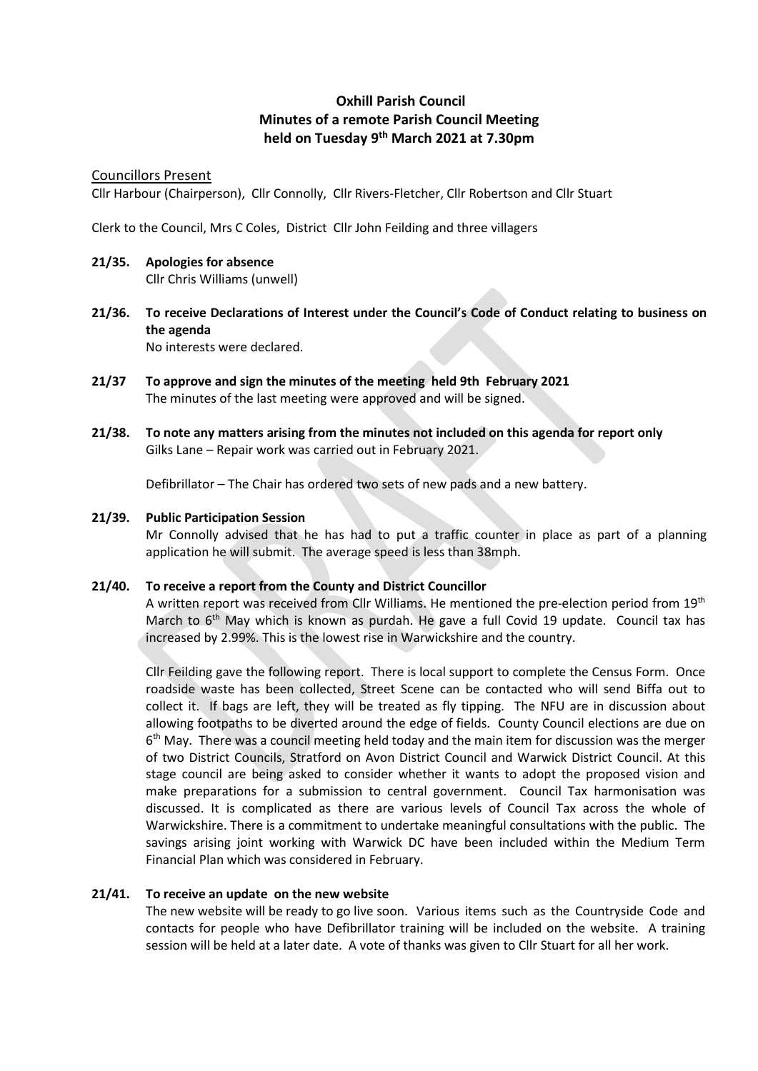# Oxhill Parish Council
## Minutes of a remote Parish Council Meeting
## held on Tuesday 9th March 2021 at 7.30pm

Councillors Present

Cllr Harbour (Chairperson), Cllr Connolly, Cllr Rivers-Fletcher, Cllr Robertson and Cllr Stuart

Clerk to the Council, Mrs C Coles, District Cllr John Feilding and three villagers

**21/35. Apologies for absence**

Cllr Chris Williams (unwell)

**21/36. To receive Declarations of Interest under the Council's Code of Conduct relating to business on the agenda**

No interests were declared.

**21/37 To approve and sign the minutes of the meeting held 9th February 2021**

The minutes of the last meeting were approved and will be signed.

**21/38. To note any matters arising from the minutes not included on this agenda for report only**

Gilks Lane – Repair work was carried out in February 2021.

Defibrillator – The Chair has ordered two sets of new pads and a new battery.

**21/39. Public Participation Session**

Mr Connolly advised that he has had to put a traffic counter in place as part of a planning application he will submit. The average speed is less than 38mph.

**21/40. To receive a report from the County and District Councillor**

A written report was received from Cllr Williams. He mentioned the pre-election period from 19th March to 6th May which is known as purdah. He gave a full Covid 19 update. Council tax has increased by 2.99%. This is the lowest rise in Warwickshire and the country.

Cllr Feilding gave the following report. There is local support to complete the Census Form. Once roadside waste has been collected, Street Scene can be contacted who will send Biffa out to collect it. If bags are left, they will be treated as fly tipping. The NFU are in discussion about allowing footpaths to be diverted around the edge of fields. County Council elections are due on 6th May. There was a council meeting held today and the main item for discussion was the merger of two District Councils, Stratford on Avon District Council and Warwick District Council. At this stage council are being asked to consider whether it wants to adopt the proposed vision and make preparations for a submission to central government. Council Tax harmonisation was discussed. It is complicated as there are various levels of Council Tax across the whole of Warwickshire. There is a commitment to undertake meaningful consultations with the public. The savings arising joint working with Warwick DC have been included within the Medium Term Financial Plan which was considered in February.

**21/41. To receive an update on the new website**

The new website will be ready to go live soon. Various items such as the Countryside Code and contacts for people who have Defibrillator training will be included on the website. A training session will be held at a later date. A vote of thanks was given to Cllr Stuart for all her work.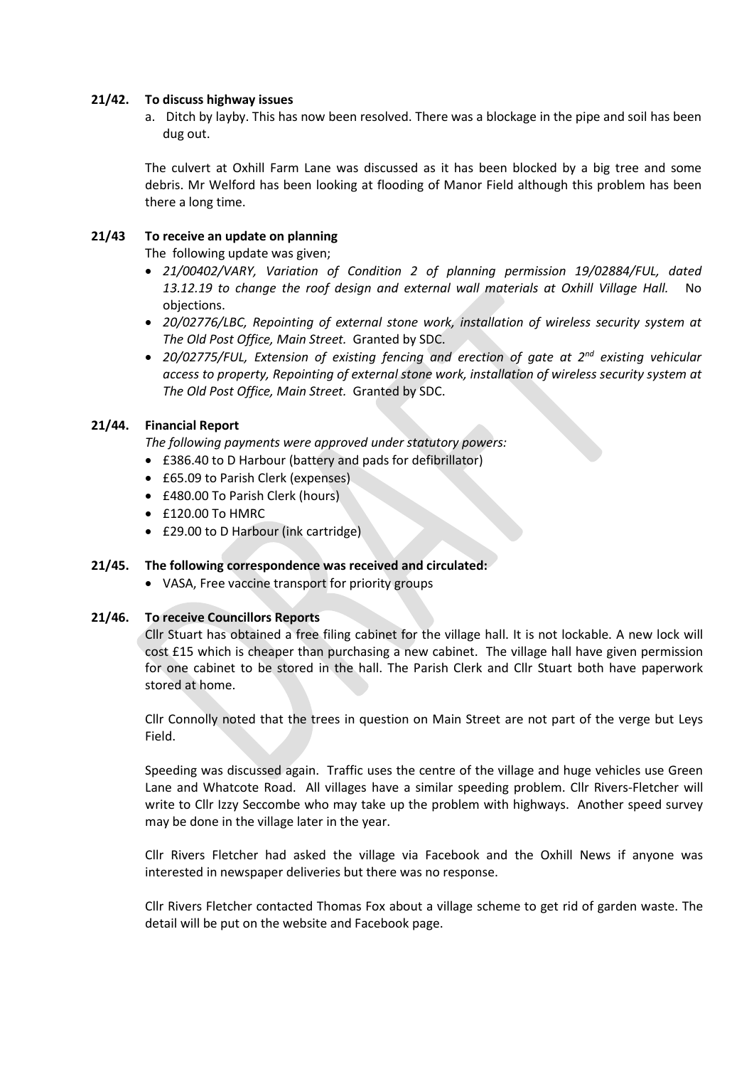**21/42. To discuss highway issues**

a. Ditch by layby. This has now been resolved. There was a blockage in the pipe and soil has been dug out.

The culvert at Oxhill Farm Lane was discussed as it has been blocked by a big tree and some debris. Mr Welford has been looking at flooding of Manor Field although this problem has been there a long time.

**21/43 To receive an update on planning**

The following update was given;

- *21/00402/VARY, Variation of Condition 2 of planning permission 19/02884/FUL, dated 13.12.19 to change the roof design and external wall materials at Oxhill Village Hall.* No objections.
- *20/02776/LBC, Repointing of external stone work, installation of wireless security system at The Old Post Office, Main Street.* Granted by SDC.
- *20/02775/FUL, Extension of existing fencing and erection of gate at 2nd existing vehicular access to property, Repointing of external stone work, installation of wireless security system at The Old Post Office, Main Street.* Granted by SDC.

**21/44. Financial Report**

*The following payments were approved under statutory powers:*

- £386.40 to D Harbour (battery and pads for defibrillator)
- £65.09 to Parish Clerk (expenses)
- £480.00 To Parish Clerk (hours)
- £120.00 To HMRC
- £29.00 to D Harbour (ink cartridge)

**21/45. The following correspondence was received and circulated:**

- VASA, Free vaccine transport for priority groups

**21/46. To receive Councillors Reports**

Cllr Stuart has obtained a free filing cabinet for the village hall. It is not lockable. A new lock will cost £15 which is cheaper than purchasing a new cabinet. The village hall have given permission for one cabinet to be stored in the hall. The Parish Clerk and Cllr Stuart both have paperwork stored at home.

Cllr Connolly noted that the trees in question on Main Street are not part of the verge but Leys Field.

Speeding was discussed again. Traffic uses the centre of the village and huge vehicles use Green Lane and Whatcote Road. All villages have a similar speeding problem. Cllr Rivers-Fletcher will write to Cllr Izzy Seccombe who may take up the problem with highways. Another speed survey may be done in the village later in the year.

Cllr Rivers Fletcher had asked the village via Facebook and the Oxhill News if anyone was interested in newspaper deliveries but there was no response.

Cllr Rivers Fletcher contacted Thomas Fox about a village scheme to get rid of garden waste. The detail will be put on the website and Facebook page.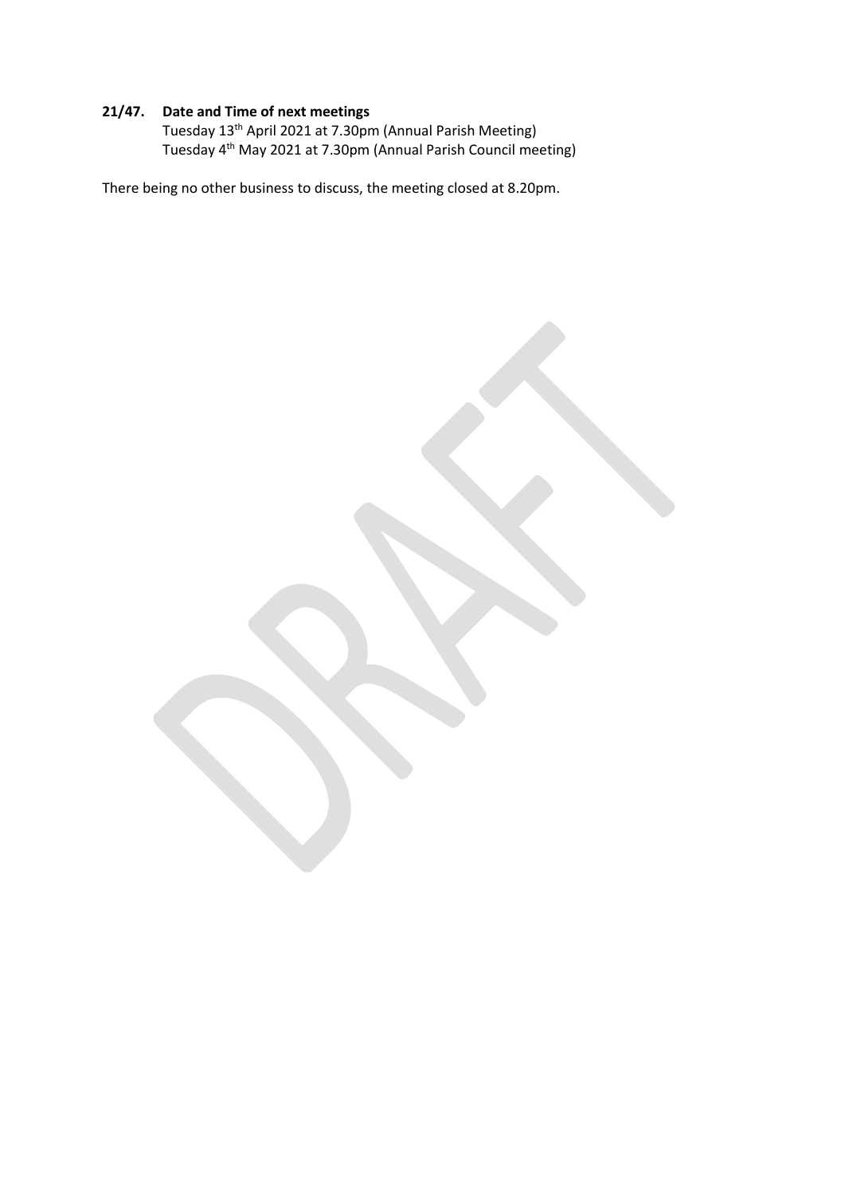**21/47. Date and Time of next meetings**

Tuesday 13th April 2021 at 7.30pm (Annual Parish Meeting)
Tuesday 4th May 2021 at 7.30pm (Annual Parish Council meeting)

There being no other business to discuss, the meeting closed at 8.20pm.